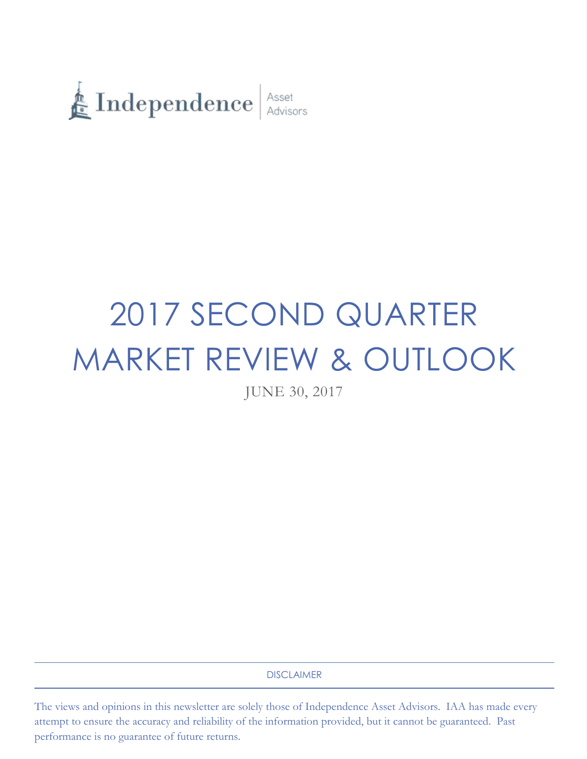Independence | Asset Advisors

# 2017 SECOND QUARTER MARKET REVIEW & OUTLOOK

JUNE 30, 2017

DISCLAIMER

The views and opinions in this newsletter are solely those of Independence Asset Advisors. IAA has made every attempt to ensure the accuracy and reliability of the information provided, but it cannot be guaranteed. Past performance is no guarantee of future returns.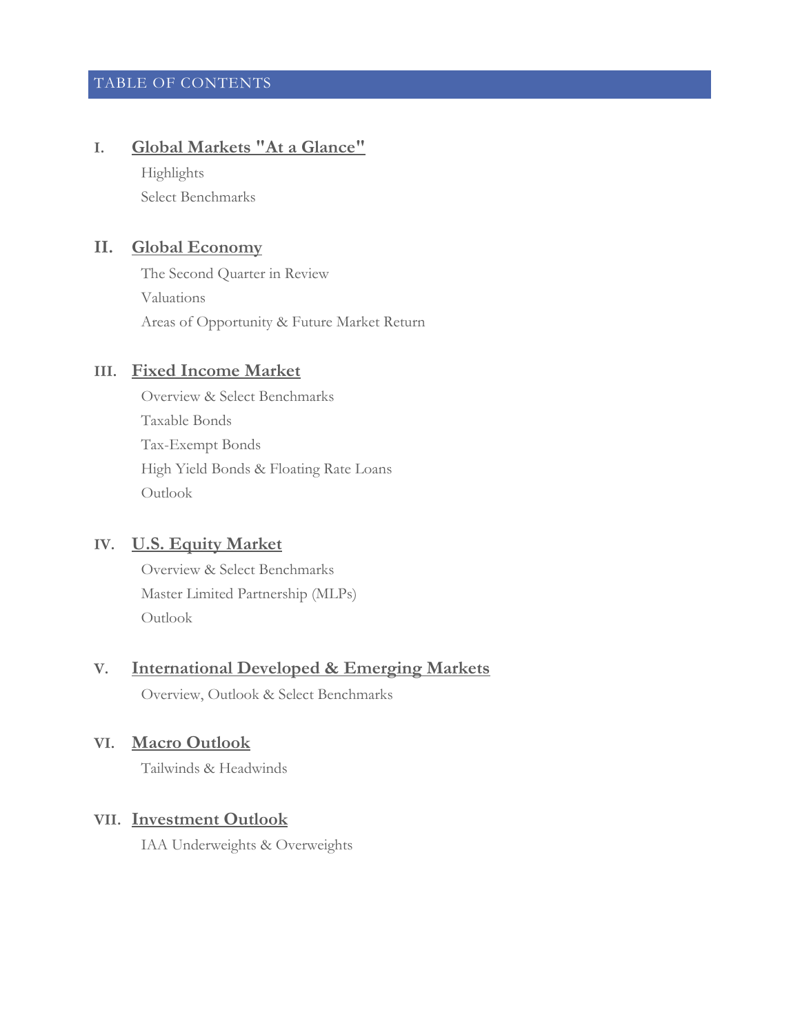# TABLE OF CONTENTS

## I. Global Markets "At a Glance"

Highlights

Select Benchmarks

## II. Global Economy

The Second Quarter in Review

Valuations

Areas of Opportunity & Future Market Return

## III. Fixed Income Market

Overview & Select Benchmarks

Taxable Bonds

Tax-Exempt Bonds

High Yield Bonds & Floating Rate Loans

Outlook

## IV. U.S. Equity Market

Overview & Select Benchmarks

Master Limited Partnership (MLPs)

Outlook

## V. International Developed & Emerging Markets

Overview, Outlook & Select Benchmarks

## VI. Macro Outlook

Tailwinds & Headwinds

## VII. Investment Outlook

IAA Underweights & Overweights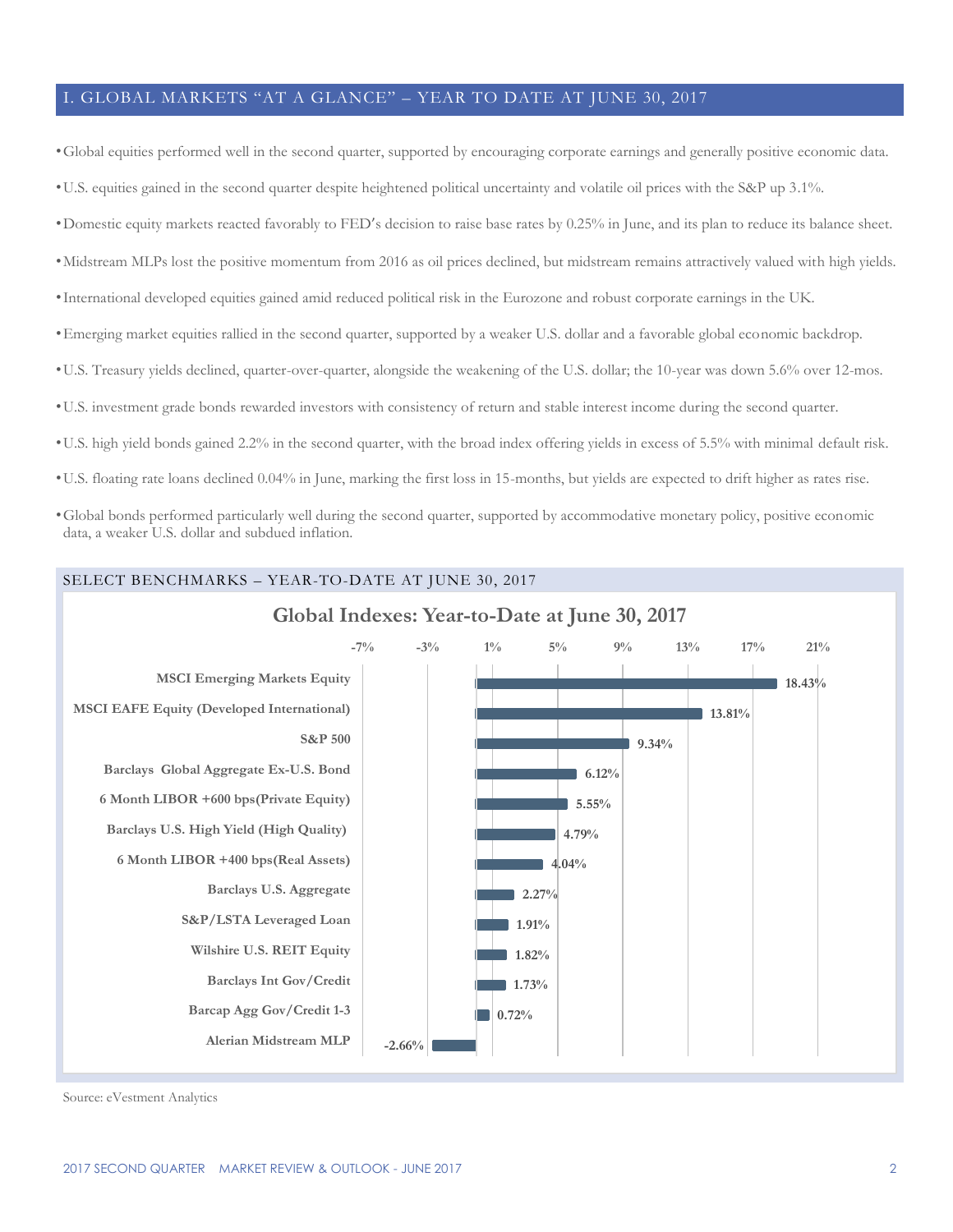## I. GLOBAL MARKETS "AT A GLANCE" – YEAR TO DATE AT JUNE 30, 2017

- Global equities performed well in the second quarter, supported by encouraging corporate earnings and generally positive economic data.
- U.S. equities gained in the second quarter despite heightened political uncertainty and volatile oil prices with the S&P up 3.1%.
- Domestic equity markets reacted favorably to FED's decision to raise base rates by 0.25% in June, and its plan to reduce its balance sheet.
- Midstream MLPs lost the positive momentum from 2016 as oil prices declined, but midstream remains attractively valued with high yields.
- International developed equities gained amid reduced political risk in the Eurozone and robust corporate earnings in the UK.
- Emerging market equities rallied in the second quarter, supported by a weaker U.S. dollar and a favorable global economic backdrop.
- U.S. Treasury yields declined, quarter-over-quarter, alongside the weakening of the U.S. dollar; the 10-year was down 5.6% over 12-mos.
- U.S. investment grade bonds rewarded investors with consistency of return and stable interest income during the second quarter.
- U.S. high yield bonds gained 2.2% in the second quarter, with the broad index offering yields in excess of 5.5% with minimal default risk.
- U.S. floating rate loans declined 0.04% in June, marking the first loss in 15-months, but yields are expected to drift higher as rates rise.
- Global bonds performed particularly well during the second quarter, supported by accommodative monetary policy, positive economic data, a weaker U.S. dollar and subdued inflation.

### SELECT BENCHMARKS – YEAR-TO-DATE AT JUNE 30, 2017

**Global Indexes: Year-to-Date at June 30, 2017**

| Index | YTD Return |
|---|---|
| MSCI Emerging Markets Equity | 18.43% |
| MSCI EAFE Equity (Developed International) | 13.81% |
| S&P 500 | 9.34% |
| Barclays Global Aggregate Ex-U.S. Bond | 6.12% |
| 6 Month LIBOR +600 bps(Private Equity) | 5.55% |
| Barclays U.S. High Yield (High Quality) | 4.79% |
| 6 Month LIBOR +400 bps(Real Assets) | 4.04% |
| Barclays U.S. Aggregate | 2.27% |
| S&P/LSTA Leveraged Loan | 1.91% |
| Wilshire U.S. REIT Equity | 1.82% |
| Barclays Int Gov/Credit | 1.73% |
| Barcap Agg Gov/Credit 1-3 | 0.72% |
| Alerian Midstream MLP | -2.66% |

Source: eVestment Analytics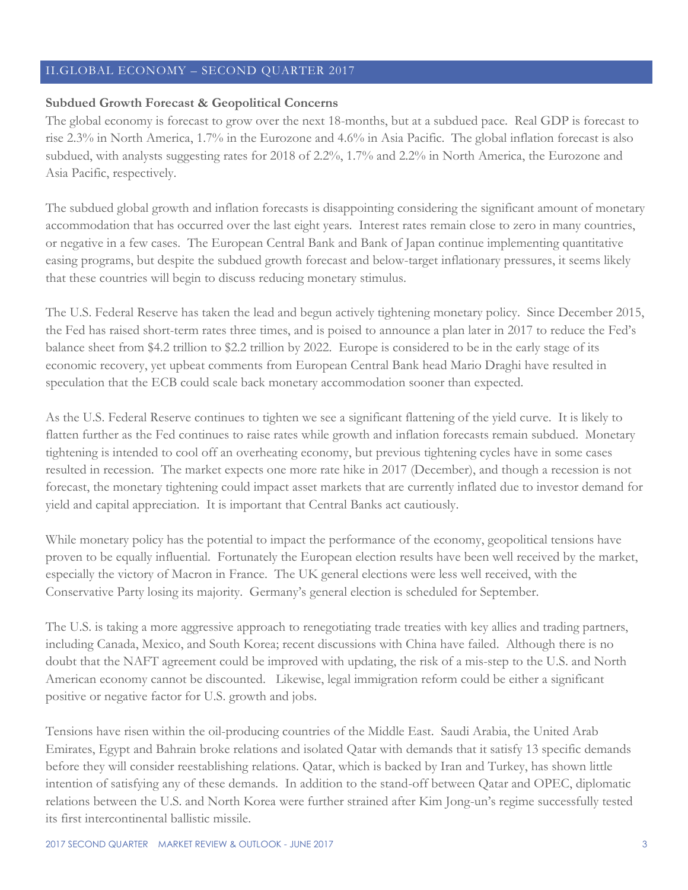## II.GLOBAL ECONOMY – SECOND QUARTER 2017

**Subdued Growth Forecast & Geopolitical Concerns**

The global economy is forecast to grow over the next 18-months, but at a subdued pace. Real GDP is forecast to rise 2.3% in North America, 1.7% in the Eurozone and 4.6% in Asia Pacific. The global inflation forecast is also subdued, with analysts suggesting rates for 2018 of 2.2%, 1.7% and 2.2% in North America, the Eurozone and Asia Pacific, respectively.

The subdued global growth and inflation forecasts is disappointing considering the significant amount of monetary accommodation that has occurred over the last eight years. Interest rates remain close to zero in many countries, or negative in a few cases. The European Central Bank and Bank of Japan continue implementing quantitative easing programs, but despite the subdued growth forecast and below-target inflationary pressures, it seems likely that these countries will begin to discuss reducing monetary stimulus.

The U.S. Federal Reserve has taken the lead and begun actively tightening monetary policy. Since December 2015, the Fed has raised short-term rates three times, and is poised to announce a plan later in 2017 to reduce the Fed's balance sheet from $4.2 trillion to $2.2 trillion by 2022. Europe is considered to be in the early stage of its economic recovery, yet upbeat comments from European Central Bank head Mario Draghi have resulted in speculation that the ECB could scale back monetary accommodation sooner than expected.

As the U.S. Federal Reserve continues to tighten we see a significant flattening of the yield curve. It is likely to flatten further as the Fed continues to raise rates while growth and inflation forecasts remain subdued. Monetary tightening is intended to cool off an overheating economy, but previous tightening cycles have in some cases resulted in recession. The market expects one more rate hike in 2017 (December), and though a recession is not forecast, the monetary tightening could impact asset markets that are currently inflated due to investor demand for yield and capital appreciation. It is important that Central Banks act cautiously.

While monetary policy has the potential to impact the performance of the economy, geopolitical tensions have proven to be equally influential. Fortunately the European election results have been well received by the market, especially the victory of Macron in France. The UK general elections were less well received, with the Conservative Party losing its majority. Germany's general election is scheduled for September.

The U.S. is taking a more aggressive approach to renegotiating trade treaties with key allies and trading partners, including Canada, Mexico, and South Korea; recent discussions with China have failed. Although there is no doubt that the NAFT agreement could be improved with updating, the risk of a mis-step to the U.S. and North American economy cannot be discounted. Likewise, legal immigration reform could be either a significant positive or negative factor for U.S. growth and jobs.

Tensions have risen within the oil-producing countries of the Middle East. Saudi Arabia, the United Arab Emirates, Egypt and Bahrain broke relations and isolated Qatar with demands that it satisfy 13 specific demands before they will consider reestablishing relations. Qatar, which is backed by Iran and Turkey, has shown little intention of satisfying any of these demands. In addition to the stand-off between Qatar and OPEC, diplomatic relations between the U.S. and North Korea were further strained after Kim Jong-un's regime successfully tested its first intercontinental ballistic missile.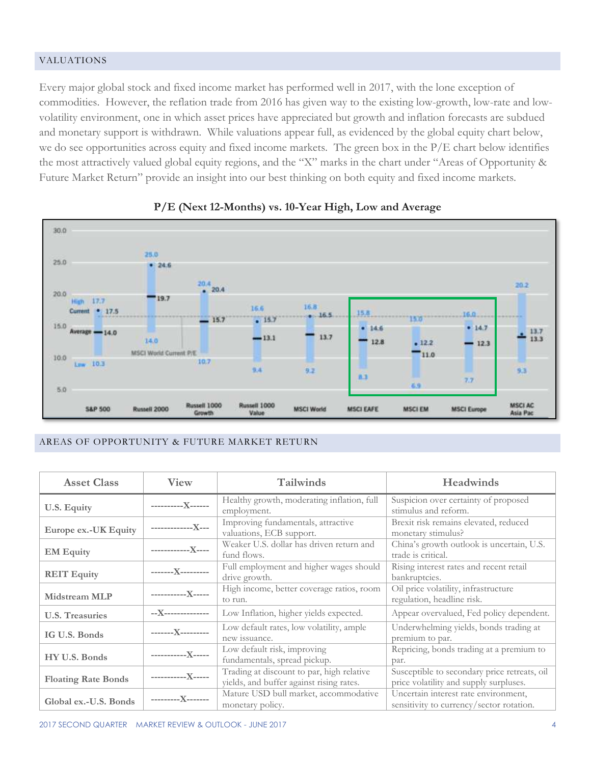## VALUATIONS

Every major global stock and fixed income market has performed well in 2017, with the lone exception of commodities. However, the reflation trade from 2016 has given way to the existing low-growth, low-rate and low-volatility environment, one in which asset prices have appreciated but growth and inflation forecasts are subdued and monetary support is withdrawn. While valuations appear full, as evidenced by the global equity chart below, we do see opportunities across equity and fixed income markets. The green box in the P/E chart below identifies the most attractively valued global equity regions, and the "X" marks in the chart under "Areas of Opportunity & Future Market Return" provide an insight into our best thinking on both equity and fixed income markets.

**P/E (Next 12-Months) vs. 10-Year High, Low and Average**

| Index | High | Current | Average | Low |
|---|---|---|---|---|
| S&P 500 | 17.7 | 17.5 | 14.0 | 10.3 |
| Russell 2000 | 25.0 | 24.6 | 19.7 | 14.0 |
| Russell 1000 Growth | 20.4 | 20.4 | 15.7 | 10.7 |
| Russell 1000 Value | 16.6 | 15.7 | 13.1 | 9.4 |
| MSCI World | 16.8 | 16.5 | 13.7 | 9.2 |
| MSCI EAFE | 15.8 | 14.6 | 12.8 | 8.3 |
| MSCI EM | 15.0 | 12.2 | 11.0 | 6.9 |
| MSCI Europe | 16.0 | 14.7 | 12.3 | 7.7 |
| MSCI AC Asia Pac | 20.2 | 13.7 | 13.3 | 9.3 |

MSCI World Current P/E

## AREAS OF OPPORTUNITY & FUTURE MARKET RETURN

| Asset Class | View | Tailwinds | Headwinds |
|---|---|---|---|
| **U.S. Equity** | ----------X------ | Healthy growth, moderating inflation, full employment. | Suspicion over certainty of proposed stimulus and reform. |
| **Europe ex.-UK Equity** | -------------X--- | Improving fundamentals, attractive valuations, ECB support. | Brexit risk remains elevated, reduced monetary stimulus? |
| **EM Equity** | ------------X---- | Weaker U.S. dollar has driven return and fund flows. | China's growth outlook is uncertain, U.S. trade is critical. |
| **REIT Equity** | -------X--------- | Full employment and higher wages should drive growth. | Rising interest rates and recent retail bankruptcies. |
| **Midstream MLP** | -----------X----- | High income, better coverage ratios, room to run. | Oil price volatility, infrastructure regulation, headline risk. |
| **U.S. Treasuries** | --X-------------- | Low Inflation, higher yields expected. | Appear overvalued, Fed policy dependent. |
| **IG U.S. Bonds** | -------X--------- | Low default rates, low volatility, ample new issuance. | Underwhelming yields, bonds trading at premium to par. |
| **HY U.S. Bonds** | -----------X----- | Low default risk, improving fundamentals, spread pickup. | Repricing, bonds trading at a premium to par. |
| **Floating Rate Bonds** | -----------X----- | Trading at discount to par, high relative yields, and buffer against rising rates. | Susceptible to secondary price retreats, oil price volatility and supply surpluses. |
| **Global ex.-U.S. Bonds** | ---------X------- | Mature USD bull market, accommodative monetary policy. | Uncertain interest rate environment, sensitivity to currency/sector rotation. |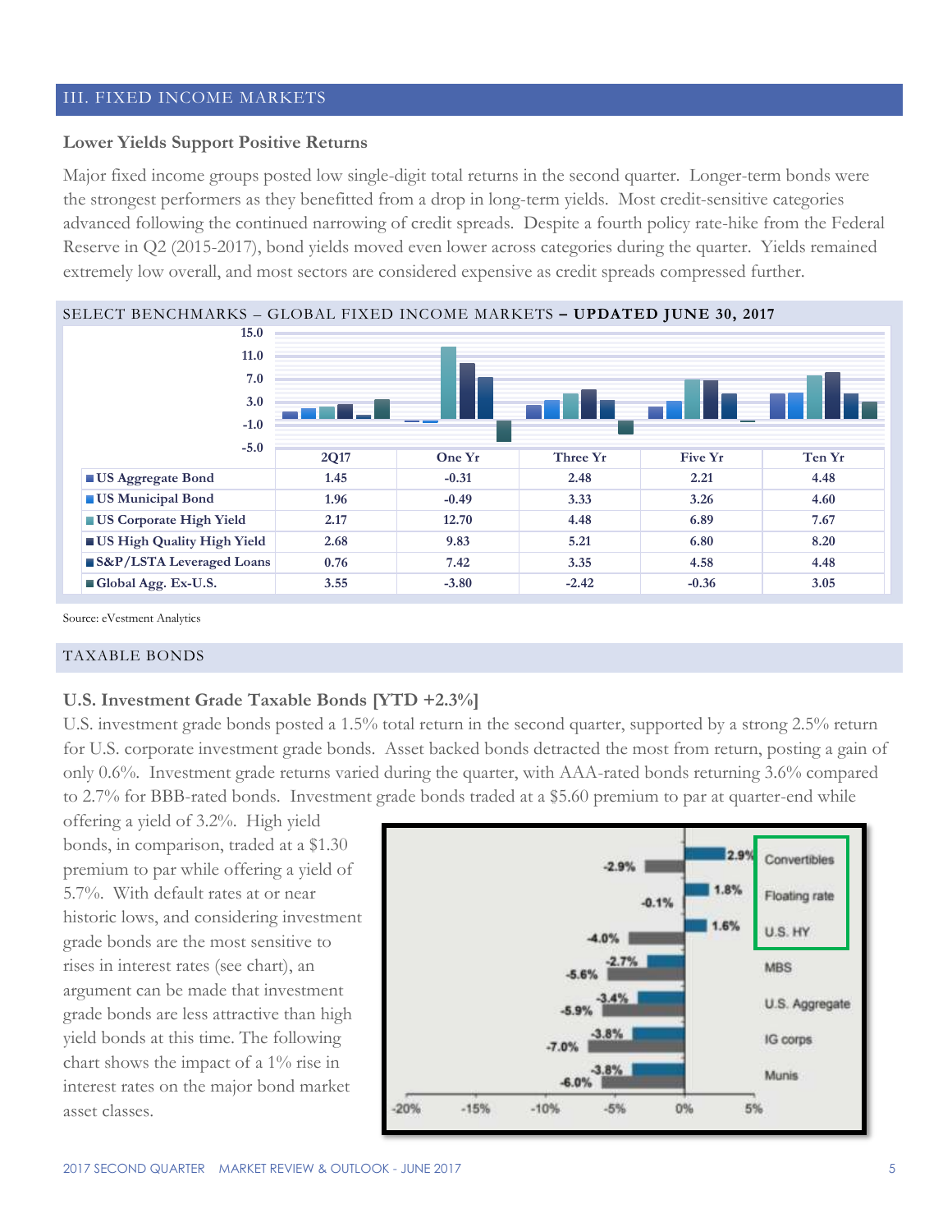## III. FIXED INCOME MARKETS

### Lower Yields Support Positive Returns

Major fixed income groups posted low single-digit total returns in the second quarter. Longer-term bonds were the strongest performers as they benefitted from a drop in long-term yields. Most credit-sensitive categories advanced following the continued narrowing of credit spreads. Despite a fourth policy rate-hike from the Federal Reserve in Q2 (2015-2017), bond yields moved even lower across categories during the quarter. Yields remained extremely low overall, and most sectors are considered expensive as credit spreads compressed further.

SELECT BENCHMARKS – GLOBAL FIXED INCOME MARKETS – **UPDATED JUNE 30, 2017**

| | 2Q17 | One Yr | Three Yr | Five Yr | Ten Yr |
|---|---|---|---|---|---|
| US Aggregate Bond | 1.45 | -0.31 | 2.48 | 2.21 | 4.48 |
| US Municipal Bond | 1.96 | -0.49 | 3.33 | 3.26 | 4.60 |
| US Corporate High Yield | 2.17 | 12.70 | 4.48 | 6.89 | 7.67 |
| US High Quality High Yield | 2.68 | 9.83 | 5.21 | 6.80 | 8.20 |
| S&P/LSTA Leveraged Loans | 0.76 | 7.42 | 3.35 | 4.58 | 4.48 |
| Global Agg. Ex-U.S. | 3.55 | -3.80 | -2.42 | -0.36 | 3.05 |

Source: eVestment Analytics

## TAXABLE BONDS

### U.S. Investment Grade Taxable Bonds [YTD +2.3%]

U.S. investment grade bonds posted a 1.5% total return in the second quarter, supported by a strong 2.5% return for U.S. corporate investment grade bonds. Asset backed bonds detracted the most from return, posting a gain of only 0.6%. Investment grade returns varied during the quarter, with AAA-rated bonds returning 3.6% compared to 2.7% for BBB-rated bonds. Investment grade bonds traded at a $5.60 premium to par at quarter-end while offering a yield of 3.2%. High yield bonds, in comparison, traded at a $1.30 premium to par while offering a yield of 5.7%. With default rates at or near historic lows, and considering investment grade bonds are the most sensitive to rises in interest rates (see chart), an argument can be made that investment grade bonds are less attractive than high yield bonds at this time. The following chart shows the impact of a 1% rise in interest rates on the major bond market asset classes.

| | | |
|---|---|---|
| Convertibles | -2.9% | 2.9% |
| Floating rate | -0.1% | 1.8% |
| U.S. HY | -4.0% | 1.6% |
| MBS | -5.6% | -2.7% |
| U.S. Aggregate | -5.9% | -3.4% |
| IG corps | -7.0% | -3.8% |
| Munis | -6.0% | -3.8% |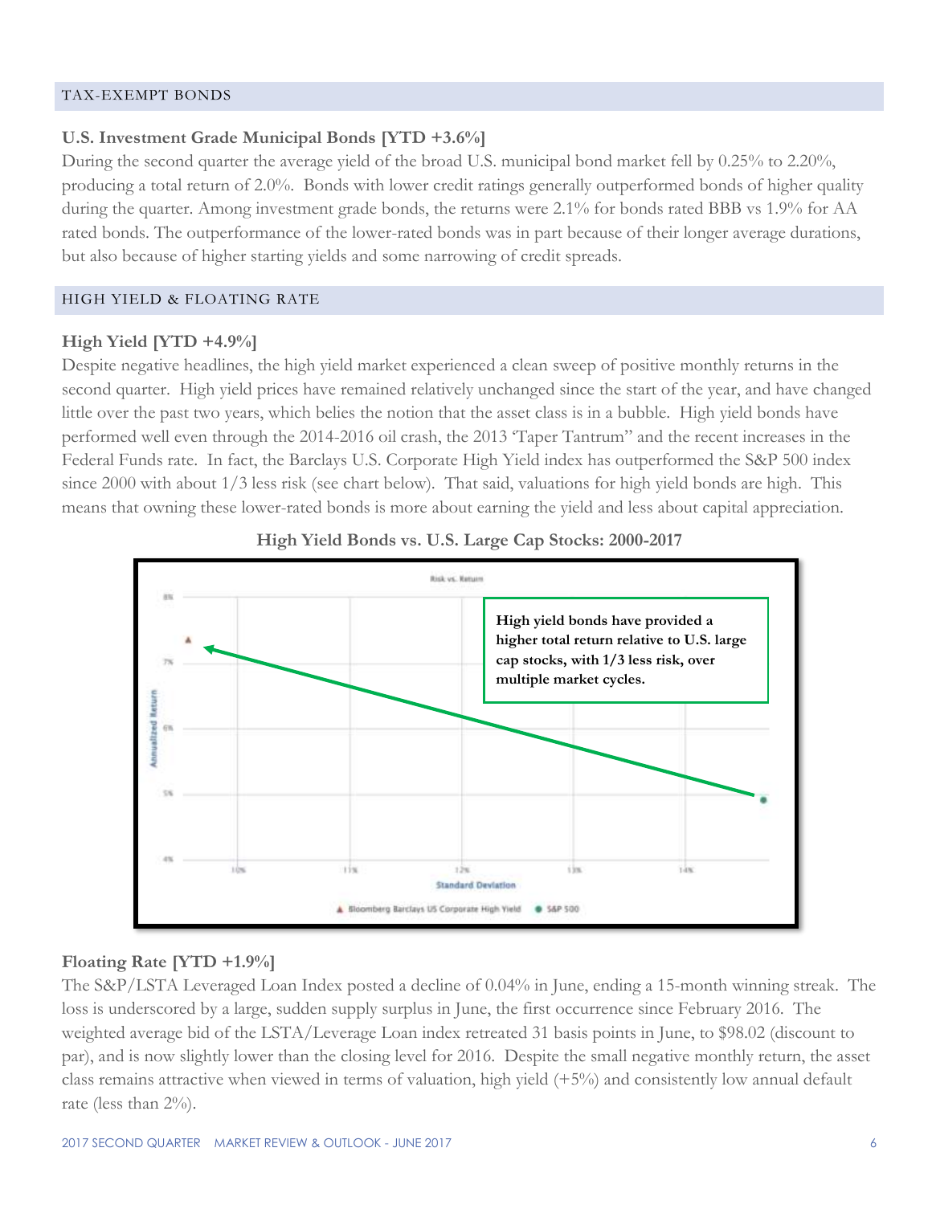## TAX-EXEMPT BONDS

### U.S. Investment Grade Municipal Bonds [YTD +3.6%]

During the second quarter the average yield of the broad U.S. municipal bond market fell by 0.25% to 2.20%, producing a total return of 2.0%. Bonds with lower credit ratings generally outperformed bonds of higher quality during the quarter. Among investment grade bonds, the returns were 2.1% for bonds rated BBB vs 1.9% for AA rated bonds. The outperformance of the lower-rated bonds was in part because of their longer average durations, but also because of higher starting yields and some narrowing of credit spreads.

## HIGH YIELD & FLOATING RATE

### High Yield [YTD +4.9%]

Despite negative headlines, the high yield market experienced a clean sweep of positive monthly returns in the second quarter. High yield prices have remained relatively unchanged since the start of the year, and have changed little over the past two years, which belies the notion that the asset class is in a bubble. High yield bonds have performed well even through the 2014-2016 oil crash, the 2013 'Taper Tantrum" and the recent increases in the Federal Funds rate. In fact, the Barclays U.S. Corporate High Yield index has outperformed the S&P 500 index since 2000 with about 1/3 less risk (see chart below). That said, valuations for high yield bonds are high. This means that owning these lower-rated bonds is more about earning the yield and less about capital appreciation.

**High Yield Bonds vs. U.S. Large Cap Stocks: 2000-2017**

Risk vs. Return

**High yield bonds have provided a higher total return relative to U.S. large cap stocks, with 1/3 less risk, over multiple market cycles.**

▲ Bloomberg Barclays US Corporate High Yield ● S&P 500

### Floating Rate [YTD +1.9%]

The S&P/LSTA Leveraged Loan Index posted a decline of 0.04% in June, ending a 15-month winning streak. The loss is underscored by a large, sudden supply surplus in June, the first occurrence since February 2016. The weighted average bid of the LSTA/Leverage Loan index retreated 31 basis points in June, to $98.02 (discount to par), and is now slightly lower than the closing level for 2016. Despite the small negative monthly return, the asset class remains attractive when viewed in terms of valuation, high yield (+5%) and consistently low annual default rate (less than 2%).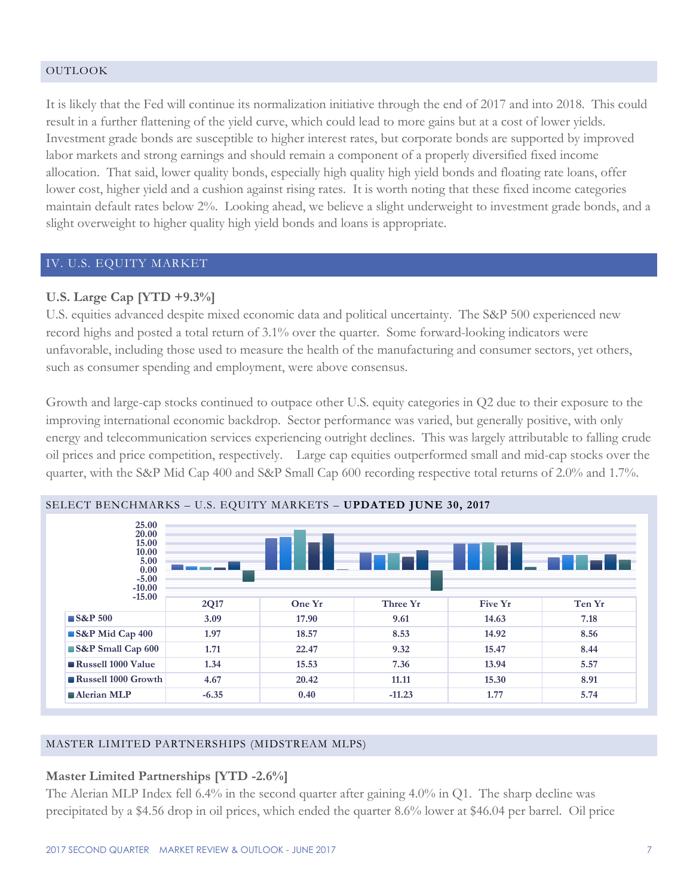## OUTLOOK

It is likely that the Fed will continue its normalization initiative through the end of 2017 and into 2018. This could result in a further flattening of the yield curve, which could lead to more gains but at a cost of lower yields. Investment grade bonds are susceptible to higher interest rates, but corporate bonds are supported by improved labor markets and strong earnings and should remain a component of a properly diversified fixed income allocation. That said, lower quality bonds, especially high quality high yield bonds and floating rate loans, offer lower cost, higher yield and a cushion against rising rates. It is worth noting that these fixed income categories maintain default rates below 2%. Looking ahead, we believe a slight underweight to investment grade bonds, and a slight overweight to higher quality high yield bonds and loans is appropriate.

## IV. U.S. EQUITY MARKET

### U.S. Large Cap [YTD +9.3%]

U.S. equities advanced despite mixed economic data and political uncertainty. The S&P 500 experienced new record highs and posted a total return of 3.1% over the quarter. Some forward-looking indicators were unfavorable, including those used to measure the health of the manufacturing and consumer sectors, yet others, such as consumer spending and employment, were above consensus.

Growth and large-cap stocks continued to outpace other U.S. equity categories in Q2 due to their exposure to the improving international economic backdrop. Sector performance was varied, but generally positive, with only energy and telecommunication services experiencing outright declines. This was largely attributable to falling crude oil prices and price competition, respectively. Large cap equities outperformed small and mid-cap stocks over the quarter, with the S&P Mid Cap 400 and S&P Small Cap 600 recording respective total returns of 2.0% and 1.7%.

SELECT BENCHMARKS – U.S. EQUITY MARKETS – **UPDATED JUNE 30, 2017**

| | 2Q17 | One Yr | Three Yr | Five Yr | Ten Yr |
|---|---|---|---|---|---|
| S&P 500 | 3.09 | 17.90 | 9.61 | 14.63 | 7.18 |
| S&P Mid Cap 400 | 1.97 | 18.57 | 8.53 | 14.92 | 8.56 |
| S&P Small Cap 600 | 1.71 | 22.47 | 9.32 | 15.47 | 8.44 |
| Russell 1000 Value | 1.34 | 15.53 | 7.36 | 13.94 | 5.57 |
| Russell 1000 Growth | 4.67 | 20.42 | 11.11 | 15.30 | 8.91 |
| Alerian MLP | -6.35 | 0.40 | -11.23 | 1.77 | 5.74 |

## MASTER LIMITED PARTNERSHIPS (MIDSTREAM MLPS)

### Master Limited Partnerships [YTD -2.6%]

The Alerian MLP Index fell 6.4% in the second quarter after gaining 4.0% in Q1. The sharp decline was precipitated by a $4.56 drop in oil prices, which ended the quarter 8.6% lower at $46.04 per barrel. Oil price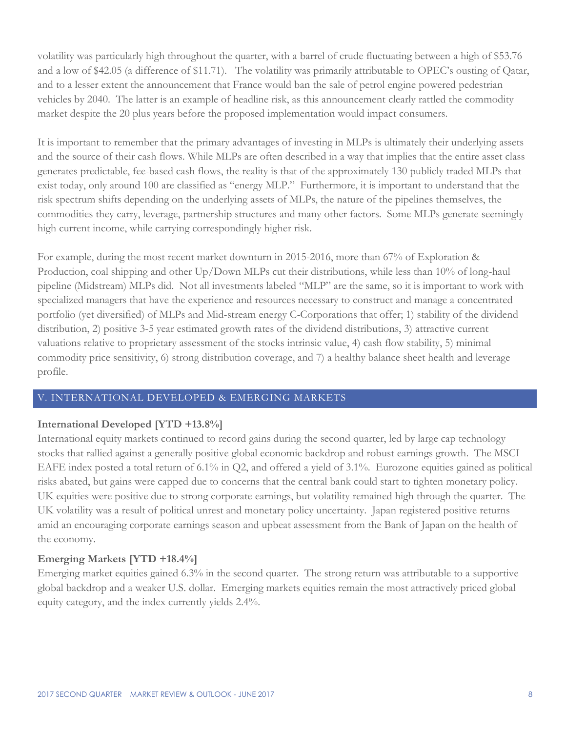volatility was particularly high throughout the quarter, with a barrel of crude fluctuating between a high of $53.76 and a low of $42.05 (a difference of $11.71). The volatility was primarily attributable to OPEC's ousting of Qatar, and to a lesser extent the announcement that France would ban the sale of petrol engine powered pedestrian vehicles by 2040. The latter is an example of headline risk, as this announcement clearly rattled the commodity market despite the 20 plus years before the proposed implementation would impact consumers.

It is important to remember that the primary advantages of investing in MLPs is ultimately their underlying assets and the source of their cash flows. While MLPs are often described in a way that implies that the entire asset class generates predictable, fee-based cash flows, the reality is that of the approximately 130 publicly traded MLPs that exist today, only around 100 are classified as "energy MLP." Furthermore, it is important to understand that the risk spectrum shifts depending on the underlying assets of MLPs, the nature of the pipelines themselves, the commodities they carry, leverage, partnership structures and many other factors. Some MLPs generate seemingly high current income, while carrying correspondingly higher risk.

For example, during the most recent market downturn in 2015-2016, more than 67% of Exploration & Production, coal shipping and other Up/Down MLPs cut their distributions, while less than 10% of long-haul pipeline (Midstream) MLPs did. Not all investments labeled "MLP" are the same, so it is important to work with specialized managers that have the experience and resources necessary to construct and manage a concentrated portfolio (yet diversified) of MLPs and Mid-stream energy C-Corporations that offer; 1) stability of the dividend distribution, 2) positive 3-5 year estimated growth rates of the dividend distributions, 3) attractive current valuations relative to proprietary assessment of the stocks intrinsic value, 4) cash flow stability, 5) minimal commodity price sensitivity, 6) strong distribution coverage, and 7) a healthy balance sheet health and leverage profile.

## V. INTERNATIONAL DEVELOPED & EMERGING MARKETS

**International Developed [YTD +13.8%]**

International equity markets continued to record gains during the second quarter, led by large cap technology stocks that rallied against a generally positive global economic backdrop and robust earnings growth. The MSCI EAFE index posted a total return of 6.1% in Q2, and offered a yield of 3.1%. Eurozone equities gained as political risks abated, but gains were capped due to concerns that the central bank could start to tighten monetary policy. UK equities were positive due to strong corporate earnings, but volatility remained high through the quarter. The UK volatility was a result of political unrest and monetary policy uncertainty. Japan registered positive returns amid an encouraging corporate earnings season and upbeat assessment from the Bank of Japan on the health of the economy.

**Emerging Markets [YTD +18.4%]**

Emerging market equities gained 6.3% in the second quarter. The strong return was attributable to a supportive global backdrop and a weaker U.S. dollar. Emerging markets equities remain the most attractively priced global equity category, and the index currently yields 2.4%.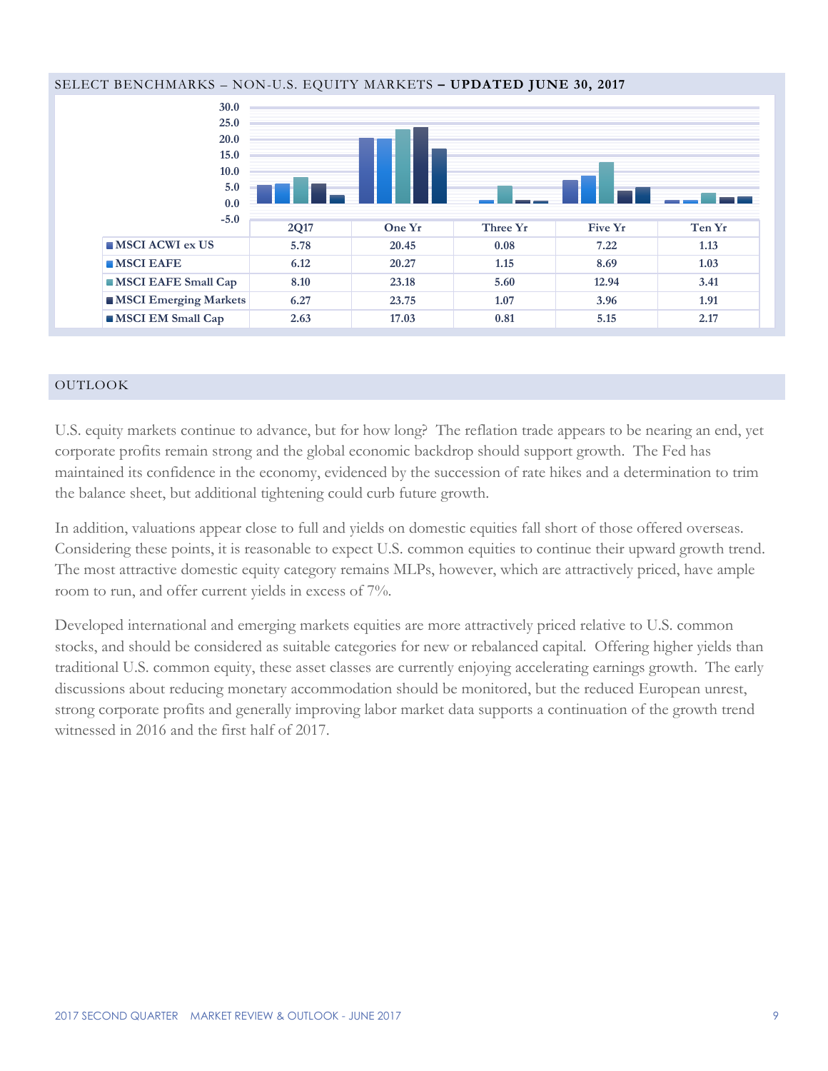## SELECT BENCHMARKS – NON-U.S. EQUITY MARKETS – **UPDATED JUNE 30, 2017**

| | 2Q17 | One Yr | Three Yr | Five Yr | Ten Yr |
|---|---|---|---|---|---|
| MSCI ACWI ex US | 5.78 | 20.45 | 0.08 | 7.22 | 1.13 |
| MSCI EAFE | 6.12 | 20.27 | 1.15 | 8.69 | 1.03 |
| MSCI EAFE Small Cap | 8.10 | 23.18 | 5.60 | 12.94 | 3.41 |
| MSCI Emerging Markets | 6.27 | 23.75 | 1.07 | 3.96 | 1.91 |
| MSCI EM Small Cap | 2.63 | 17.03 | 0.81 | 5.15 | 2.17 |

## OUTLOOK

U.S. equity markets continue to advance, but for how long? The reflation trade appears to be nearing an end, yet corporate profits remain strong and the global economic backdrop should support growth. The Fed has maintained its confidence in the economy, evidenced by the succession of rate hikes and a determination to trim the balance sheet, but additional tightening could curb future growth.

In addition, valuations appear close to full and yields on domestic equities fall short of those offered overseas. Considering these points, it is reasonable to expect U.S. common equities to continue their upward growth trend. The most attractive domestic equity category remains MLPs, however, which are attractively priced, have ample room to run, and offer current yields in excess of 7%.

Developed international and emerging markets equities are more attractively priced relative to U.S. common stocks, and should be considered as suitable categories for new or rebalanced capital. Offering higher yields than traditional U.S. common equity, these asset classes are currently enjoying accelerating earnings growth. The early discussions about reducing monetary accommodation should be monitored, but the reduced European unrest, strong corporate profits and generally improving labor market data supports a continuation of the growth trend witnessed in 2016 and the first half of 2017.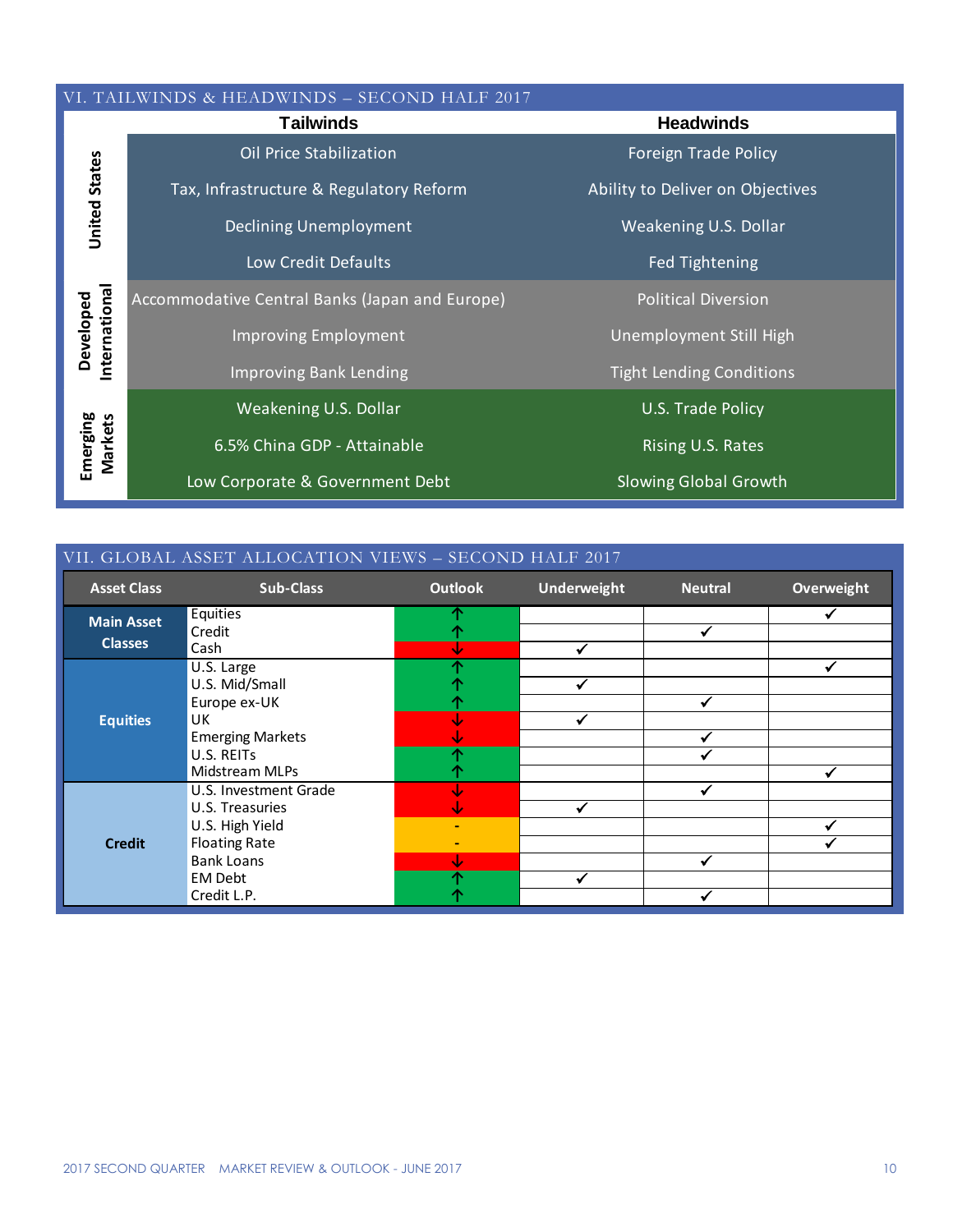## VI. TAILWINDS & HEADWINDS – SECOND HALF 2017

| | Tailwinds | Headwinds |
|---|---|---|
| United States | Oil Price Stabilization | Foreign Trade Policy |
| | Tax, Infrastructure & Regulatory Reform | Ability to Deliver on Objectives |
| | Declining Unemployment | Weakening U.S. Dollar |
| | Low Credit Defaults | Fed Tightening |
| Developed International | Accommodative Central Banks (Japan and Europe) | Political Diversion |
| | Improving Employment | Unemployment Still High |
| | Improving Bank Lending | Tight Lending Conditions |
| Emerging Markets | Weakening U.S. Dollar | U.S. Trade Policy |
| | 6.5% China GDP - Attainable | Rising U.S. Rates |
| | Low Corporate & Government Debt | Slowing Global Growth |

## VII. GLOBAL ASSET ALLOCATION VIEWS – SECOND HALF 2017

| Asset Class | Sub-Class | Outlook | Underweight | Neutral | Overweight |
|---|---|---|---|---|---|
| Main Asset Classes | Equities | ↑ | | | ✓ |
| | Credit | ↑ | | ✓ | |
| | Cash | ↓ | ✓ | | |
| Equities | U.S. Large | ↑ | | | ✓ |
| | U.S. Mid/Small | ↑ | ✓ | | |
| | Europe ex-UK | ↑ | | ✓ | |
| | UK | ↓ | ✓ | | |
| | Emerging Markets | ↓ | | ✓ | |
| | U.S. REITs | ↑ | | ✓ | |
| | Midstream MLPs | ↑ | | | ✓ |
| Credit | U.S. Investment Grade | ↓ | | ✓ | |
| | U.S. Treasuries | ↓ | ✓ | | |
| | U.S. High Yield | - | | | ✓ |
| | Floating Rate | - | | | ✓ |
| | Bank Loans | ↓ | | ✓ | |
| | EM Debt | ↑ | ✓ | | |
| | Credit L.P. | ↑ | | ✓ | |